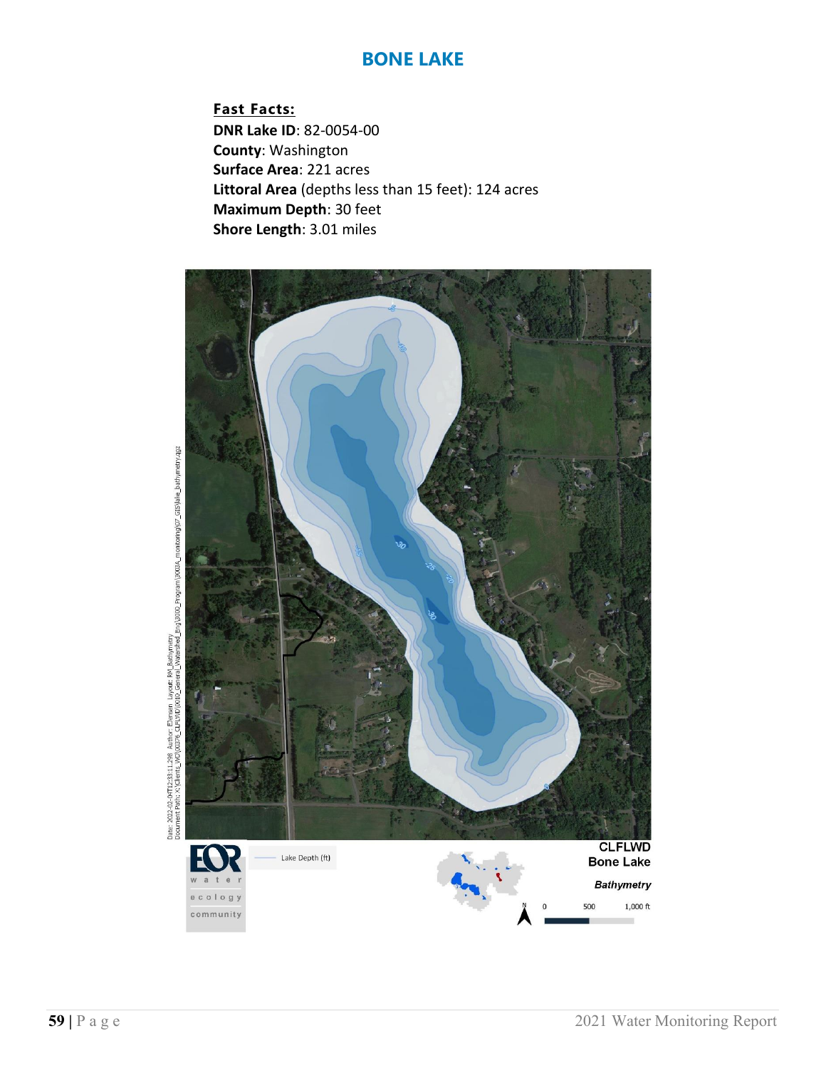# BONE LAKE

**Fast Facts:**

**DNR Lake ID**: 82-0054-00
**County**: Washington
**Surface Area**: 221 acres
**Littoral Area** (depths less than 15 feet): 124 acres
**Maximum Depth**: 30 feet
**Shore Length**: 3.01 miles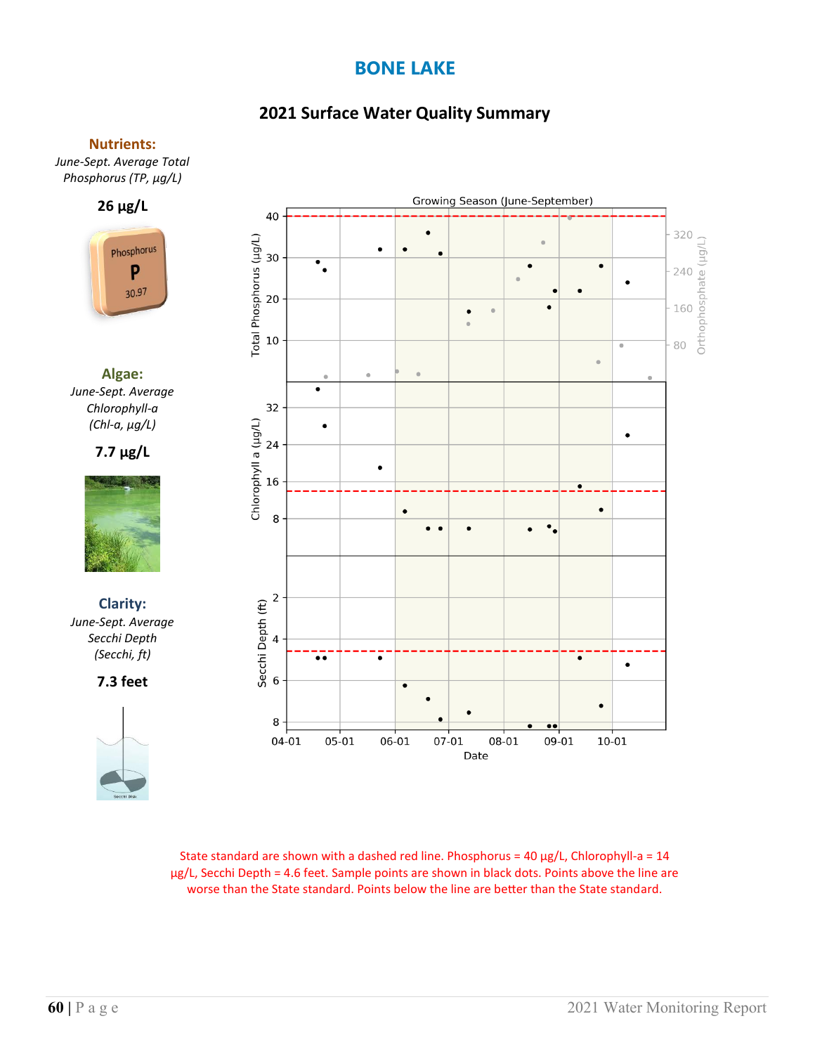# BONE LAKE

## 2021 Surface Water Quality Summary

**Nutrients:**

*June-Sept. Average Total Phosphorus (TP, µg/L)*

**26 µg/L**

**Algae:**

*June-Sept. Average Chlorophyll-a (Chl-a, µg/L)*

**7.7 µg/L**

**Clarity:**

*June-Sept. Average Secchi Depth (Secchi, ft)*

**7.3 feet**

State standard are shown with a dashed red line. Phosphorus = 40 µg/L, Chlorophyll-a = 14 µg/L, Secchi Depth = 4.6 feet. Sample points are shown in black dots. Points above the line are worse than the State standard. Points below the line are better than the State standard.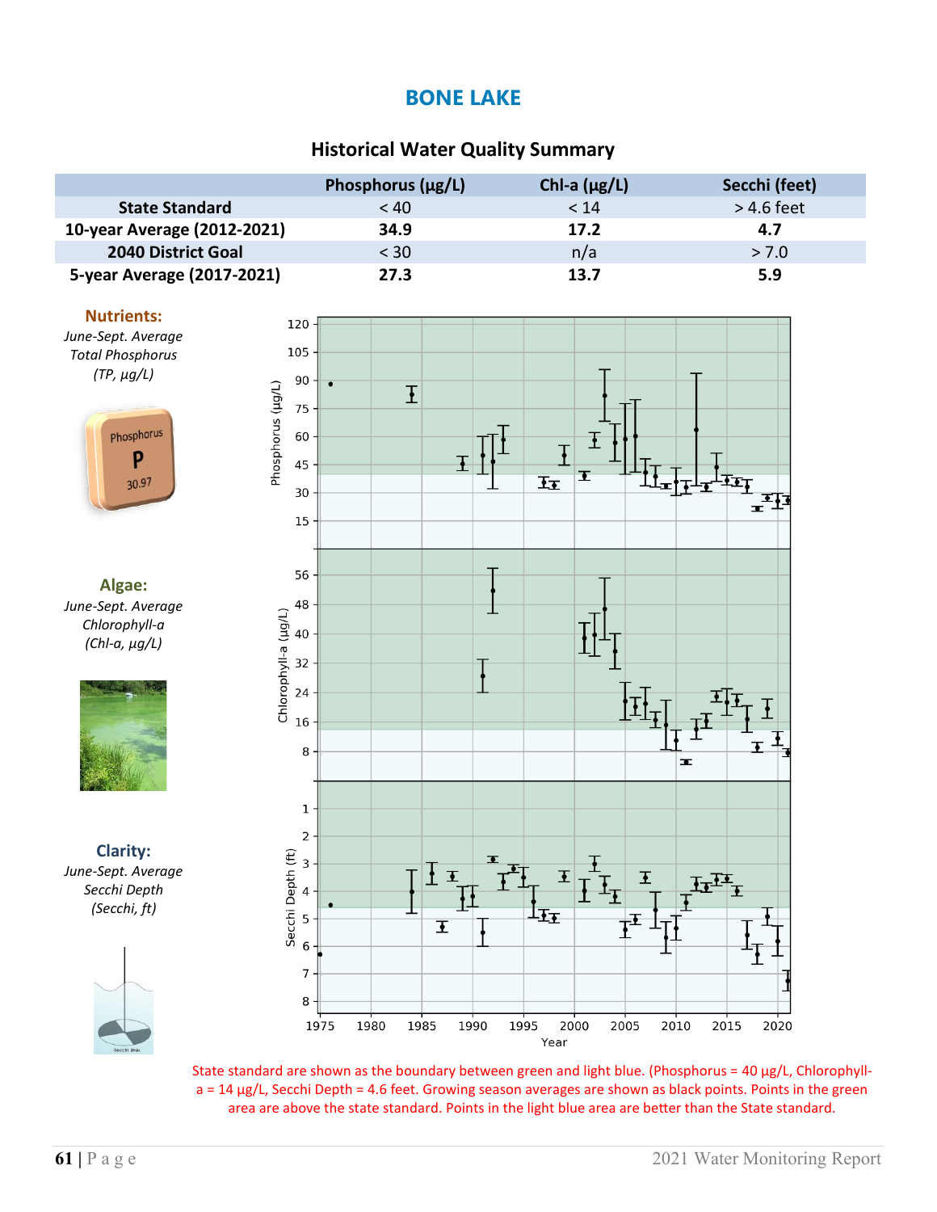# BONE LAKE

## Historical Water Quality Summary

| | Phosphorus (µg/L) | Chl-a (µg/L) | Secchi (feet) |
|---|---|---|---|
| **State Standard** | < 40 | < 14 | > 4.6 feet |
| **10-year Average (2012-2021)** | **34.9** | **17.2** | **4.7** |
| **2040 District Goal** | < 30 | n/a | > 7.0 |
| **5-year Average (2017-2021)** | **27.3** | **13.7** | **5.9** |

**Nutrients:**
*June-Sept. Average Total Phosphorus (TP, µg/L)*

**Algae:**
*June-Sept. Average Chlorophyll-a (Chl-a, µg/L)*

**Clarity:**
*June-Sept. Average Secchi Depth (Secchi, ft)*

State standard are shown as the boundary between green and light blue. (Phosphorus = 40 µg/L, Chlorophyll-a = 14 µg/L, Secchi Depth = 4.6 feet. Growing season averages are shown as black points. Points in the green area are above the state standard. Points in the light blue area are better than the State standard.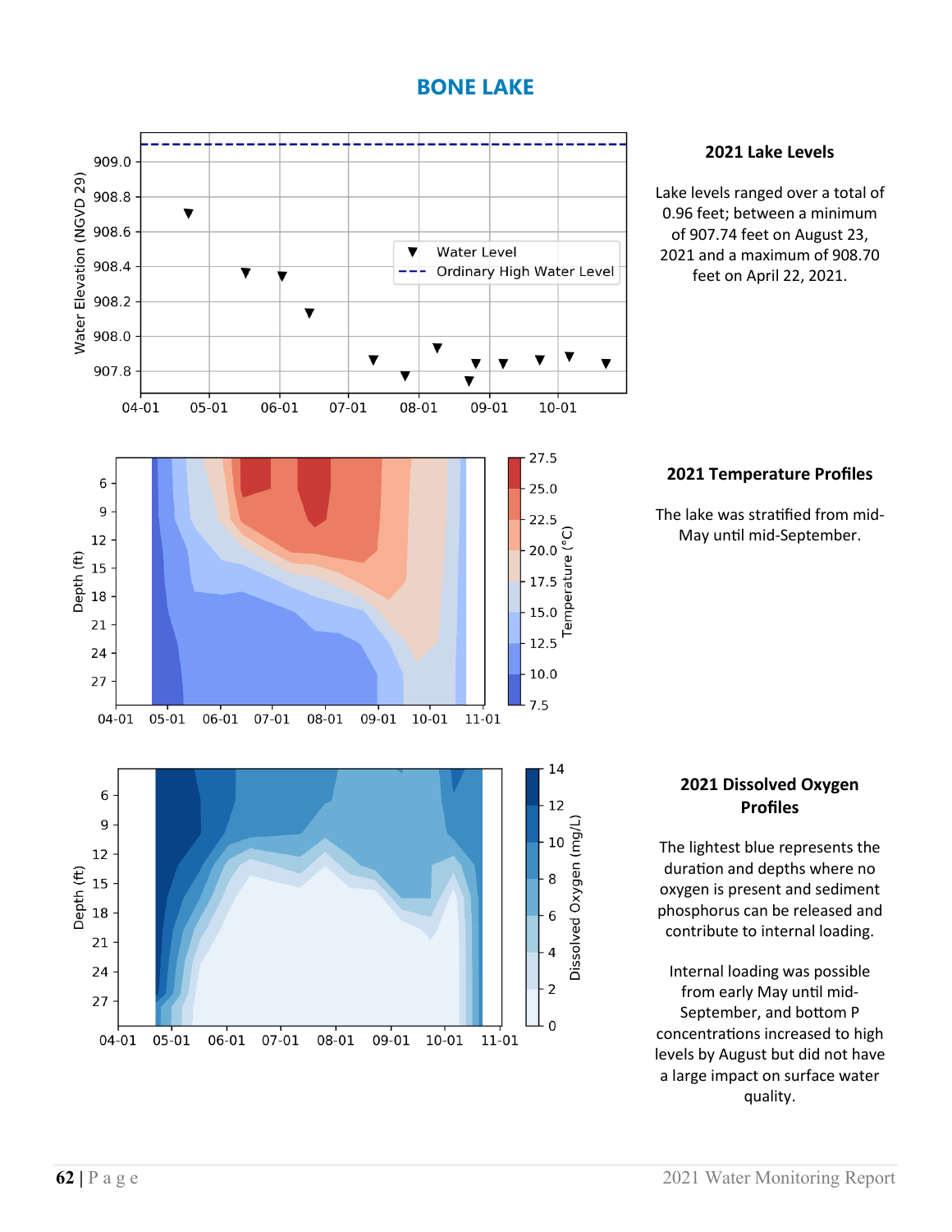# BONE LAKE

Water Elevation (NGVD 29)

909.0
908.8
908.6
908.4
908.2
908.0
907.8

04-01 05-01 06-01 07-01 08-01 09-01 10-01

Water Level
Ordinary High Water Level

### 2021 Lake Levels

Lake levels ranged over a total of 0.96 feet; between a minimum of 907.74 feet on August 23, 2021 and a maximum of 908.70 feet on April 22, 2021.

Depth (ft)

6
9
12
15
18
21
24
27

04-01 05-01 06-01 07-01 08-01 09-01 10-01 11-01

Temperature (°C)

27.5
25.0
22.5
20.0
17.5
15.0
12.5
10.0
7.5

### 2021 Temperature Profiles

The lake was stratified from mid-May until mid-September.

Depth (ft)

6
9
12
15
18
21
24
27

04-01 05-01 06-01 07-01 08-01 09-01 10-01 11-01

Dissolved Oxygen (mg/L)

14
12
10
8
6
4
2
0

### 2021 Dissolved Oxygen Profiles

The lightest blue represents the duration and depths where no oxygen is present and sediment phosphorus can be released and contribute to internal loading.

Internal loading was possible from early May until mid-September, and bottom P concentrations increased to high levels by August but did not have a large impact on surface water quality.